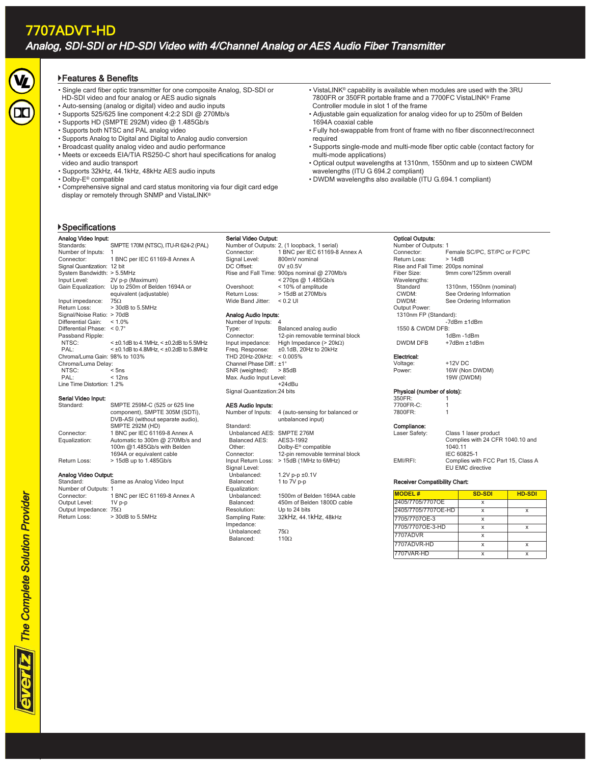# 7707ADVT-HD

## Analog, SDI-SDI or HD-SDI Video with 4/Channel Analog or AES Audio Fiber Transmitter

### Features & Benefits

- Single card fiber optic transmitter for one composite Analog, SD-SDI or HD-SDI video and four analog or AES audio signals
- Auto-sensing (analog or digital) video and audio inputs
- Supports 525/625 line component 4:2:2 SDI @ 270Mb/s
- Supports HD (SMPTE 292M) video @ 1.485Gb/s
- Supports both NTSC and PAL analog video
- Supports Analog to Digital and Digital to Analog audio conversion
- Broadcast quality analog video and audio performance
- Meets or exceeds EIA/TIA RS250-C short haul specifications for analog video and audio transport
- Supports 32kHz, 44.1kHz, 48kHz AES audio inputs
- Dolby-E® compatible
- Comprehensive signal and card status monitoring via four digit card edge display or remotely through SNMP and VistaLINK®
- VistaLINK® capability is available when modules are used with the 3RU 7800FR or 350FR portable frame and a 7700FC VistaLINK® Frame Controller module in slot 1 of the frame
- Adjustable gain equalization for analog video for up to 250m of Belden 1694A coaxial cable
- Fully hot-swappable from front of frame with no fiber disconnect/reconnect required
- Supports single-mode and multi-mode fiber optic cable (contact factory for multi-mode applications)
- Optical output wavelengths at 1310nm, 1550nm and up to sixteen CWDM wavelengths (ITU G 694.2 compliant)
- DWDM wavelengths also available (ITU G.694.1 compliant)

### Specifications

**Analog Video Input:**
Standards: SMPTE 170M (NTSC), ITU-R 624-2 (PAL)
Number of Inputs: 1
Connector: 1 BNC per IEC 61169-8 Annex A
Signal Quantization: 12 bit
System Bandwidth: > 5.5MHz
Input Level: 2V p-p (Maximum)
Gain Equalization: Up to 250m of Belden 1694A or equivalent (adjustable)
Input impedance: 75Ω
Return Loss: > 30dB to 5.5MHz
Signal/Noise Ratio: > 70dB
Differential Gain: < 1.0%
Differential Phase: < 0.7°
Passband Ripple:
  NTSC: < ±0.1dB to 4.1MHz, < ±0.2dB to 5.5MHz
  PAL: < ±0.1dB to 4.8MHz, < ±0.2dB to 5.8MHz
Chroma/Luma Gain: 98% to 103%
Chroma/Luma Delay:
  NTSC: < 5ns
  PAL: < 12ns
Line Time Distortion: 1.2%

**Serial Video Input:**
Standard: SMPTE 259M-C (525 or 625 line component), SMPTE 305M (SDTi), DVB-ASI (without separate audio), SMPTE 292M (HD)
Connector: 1 BNC per IEC 61169-8 Annex A
Equalization: Automatic to 300m @ 270Mb/s and 100m @1.485Gb/s with Belden 1694A or equivalent cable
Return Loss: > 15dB up to 1.485Gb/s

**Analog Video Output:**
Standard: Same as Analog Video Input
Number of Outputs: 1
Connector: 1 BNC per IEC 61169-8 Annex A
Output Level: 1V p-p
Output Impedance: 75Ω
Return Loss: > 30dB to 5.5MHz

**Serial Video Output:**
Number of Outputs: 2, (1 loopback, 1 serial)
Connector: 1 BNC per IEC 61169-8 Annex A
Signal Level: 800mV nominal
DC Offset: 0V ±0.5V
Rise and Fall Time: 900ps nominal @ 270Mb/s; < 270ps @ 1.485Gb/s
Overshoot: < 10% of amplitude
Return Loss: > 15dB at 270Mb/s
Wide Band Jitter: < 0.2 UI

**Analog Audio Inputs:**
Number of Inputs: 4
Type: Balanced analog audio
Connector: 12-pin removable terminal block
Input impedance: High Impedance (> 20kΩ)
Freq. Response: ±0.1dB, 20Hz to 20kHz
THD 20Hz-20kHz: < 0.005%
Channel Phase Diff.: ±1°
SNR (weighted): > 85dB
Max. Audio Input Level: +24dBu
Signal Quantization: 24 bits

**AES Audio Inputs:**
Number of Inputs: 4 (auto-sensing for balanced or unbalanced input)
Standard:
  Unbalanced AES: SMPTE 276M
  Balanced AES: AES3-1992
  Other: Dolby-E® compatible
Connector: 12-pin removable terminal block
Input Return Loss: > 15dB (1MHz to 6MHz)
Signal Level:
  Unbalanced: 1.2V p-p ±0.1V
  Balanced: 1 to 7V p-p
Equalization:
  Unbalanced: 1500m of Belden 1694A cable
  Balanced: 450m of Belden 1800D cable
Resolution: Up to 24 bits
Sampling Rate: 32kHz, 44.1kHz, 48kHz
Impedance:
  Unbalanced: 75Ω
  Balanced: 110Ω

**Optical Outputs:**
Number of Outputs: 1
Connector: Female SC/PC, ST/PC or FC/PC
Return Loss: > 14dB
Rise and Fall Time: 200ps nominal
Fiber Size: 9mm core/125mm overall
Wavelengths:
  Standard: 1310nm, 1550nm (nominal)
  CWDM: See Ordering Information
  DWDM: See Ordering Information
Output Power:
  1310nm FP (Standard): -7dBm ±1dBm
  1550 & CWDM DFB: 1dBm -1dBm
  DWDM DFB: +7dBm ±1dBm

**Electrical:**
Voltage: +12V DC
Power: 16W (Non DWDM); 19W (DWDM)

**Physical (number of slots):**
350FR: 1
7700FR-C: 1
7800FR: 1

**Compliance:**
Laser Safety: Class 1 laser product; Complies with 24 CFR 1040.10 and 1040.11; IEC 60825-1
EMI/RFI: Complies with FCC Part 15, Class A; EU EMC directive

**Receiver Compatibility Chart:**

| MODEL # | SD-SDI | HD-SDI |
|---|---|---|
| 2405/7705/7707OE | x | |
| 2405/7705/7707OE-HD | x | x |
| 7705/7707OE-3 | x | |
| 7705/7707OE-3-HD | x | x |
| 7707ADVR | x | |
| 7707ADVR-HD | x | x |
| 7707VAR-HD | x | x |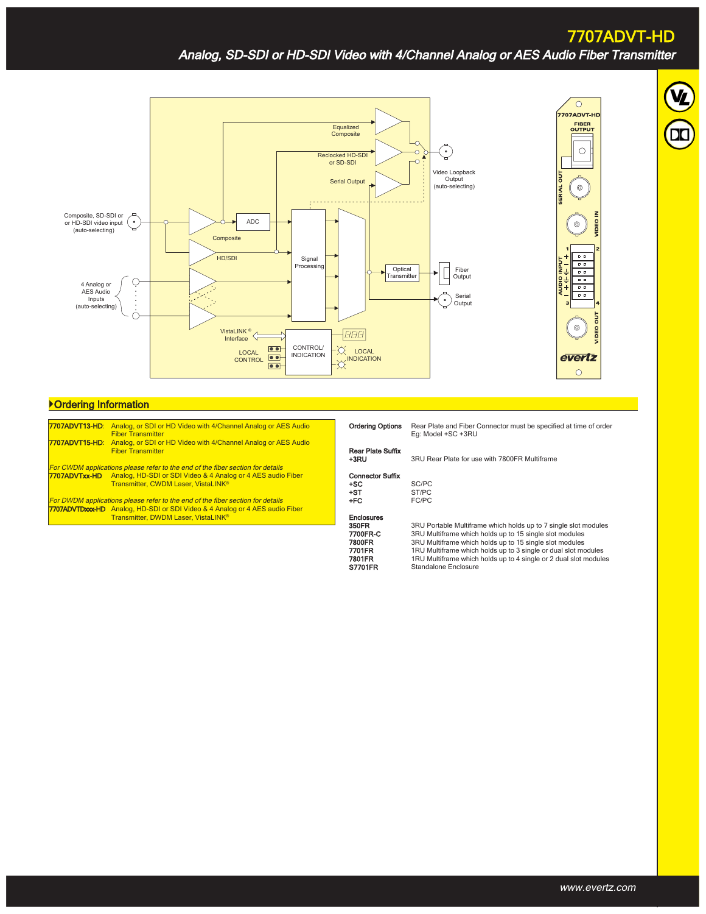# 7707ADVT-HD

## Analog, SD-SDI or HD-SDI Video with 4/Channel Analog or AES Audio Fiber Transmitter

Equalized Composite

Reclocked HD-SDI or SD-SDI

Serial Output

Video Loopback Output (auto-selecting)

Composite, SD-SDI or or HD-SDI video input (auto-selecting)

ADC

Composite

HD/SDI

Signal Processing

Optical Transmitter

Fiber Output

4 Analog or AES Audio Inputs (auto-selecting)

Serial Output

VistaLINK® Interface

CONTROL/ INDICATION

LOCAL CONTROL

LOCAL INDICATION

7707ADVT-HD

FIBER OUTPUT

SERIAL OUT

VIDEO IN

AUDIO INPUT

VIDEO OUT

evertz

## Ordering Information

| | |
|---|---|
| **7707ADVT13-HD**: | Analog, or SDI or HD Video with 4/Channel Analog or AES Audio Fiber Transmitter |
| **7707ADVT15-HD**: | Analog, or SDI or HD Video with 4/Channel Analog or AES Audio Fiber Transmitter |

*For CWDM applications please refer to the end of the fiber section for details*

| | |
|---|---|
| **7707ADVTxx-HD** | Analog, HD-SDI or SDI Video & 4 Analog or 4 AES audio Fiber Transmitter, CWDM Laser, VistaLINK® |

*For DWDM applications please refer to the end of the fiber section for details*

| | |
|---|---|
| **7707ADVTDxxx-HD** | Analog, HD-SDI or SDI Video & 4 Analog or 4 AES audio Fiber Transmitter, DWDM Laser, VistaLINK® |

**Ordering Options** — Rear Plate and Fiber Connector must be specified at time of order
Eg: Model +SC +3RU

**Rear Plate Suffix**

| | |
|---|---|
| **+3RU** | 3RU Rear Plate for use with 7800FR Multiframe |

**Connector Suffix**

| | |
|---|---|
| **+SC** | SC/PC |
| **+ST** | ST/PC |
| **+FC** | FC/PC |

**Enclosures**

| | |
|---|---|
| **350FR** | 3RU Portable Multiframe which holds up to 7 single slot modules |
| **7700FR-C** | 3RU Multiframe which holds up to 15 single slot modules |
| **7800FR** | 3RU Multiframe which holds up to 15 single slot modules |
| **7701FR** | 1RU Multiframe which holds up to 3 single or dual slot modules |
| **7801FR** | 1RU Multiframe which holds up to 4 single or 2 dual slot modules |
| **S7701FR** | Standalone Enclosure |

www.evertz.com